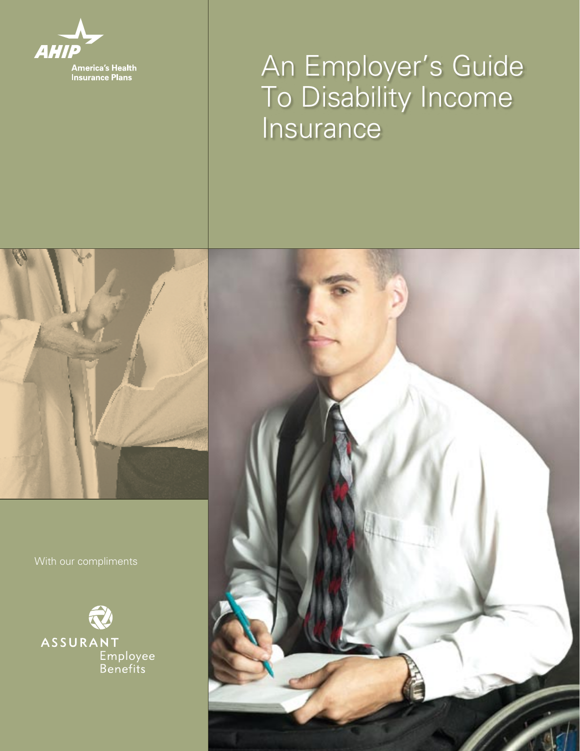AHIP
America's Health Insurance Plans

# An Employer's Guide To Disability Income Insurance

With our compliments

ASSURANT
Employee Benefits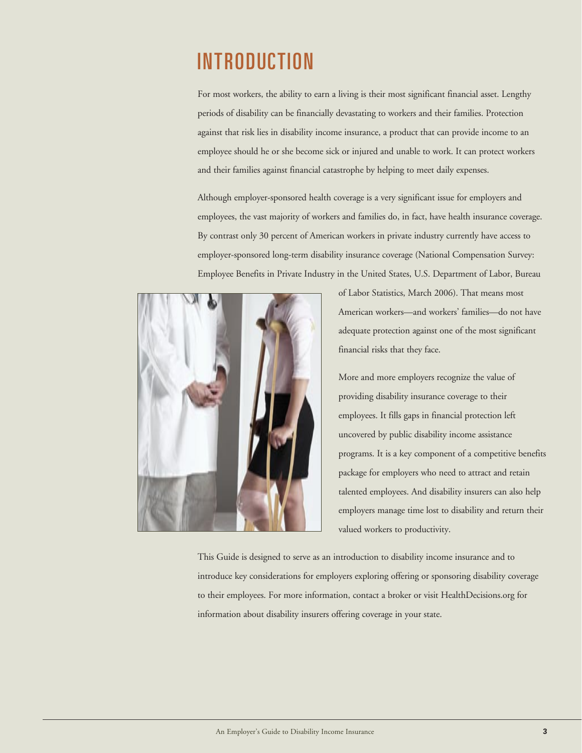# INTRODUCTION

For most workers, the ability to earn a living is their most significant financial asset. Lengthy periods of disability can be financially devastating to workers and their families. Protection against that risk lies in disability income insurance, a product that can provide income to an employee should he or she become sick or injured and unable to work. It can protect workers and their families against financial catastrophe by helping to meet daily expenses.

Although employer-sponsored health coverage is a very significant issue for employers and employees, the vast majority of workers and families do, in fact, have health insurance coverage. By contrast only 30 percent of American workers in private industry currently have access to employer-sponsored long-term disability insurance coverage (National Compensation Survey: Employee Benefits in Private Industry in the United States, U.S. Department of Labor, Bureau of Labor Statistics, March 2006). That means most American workers—and workers' families—do not have adequate protection against one of the most significant financial risks that they face.

More and more employers recognize the value of providing disability insurance coverage to their employees. It fills gaps in financial protection left uncovered by public disability income assistance programs. It is a key component of a competitive benefits package for employers who need to attract and retain talented employees. And disability insurers can also help employers manage time lost to disability and return their valued workers to productivity.

This Guide is designed to serve as an introduction to disability income insurance and to introduce key considerations for employers exploring offering or sponsoring disability coverage to their employees. For more information, contact a broker or visit HealthDecisions.org for information about disability insurers offering coverage in your state.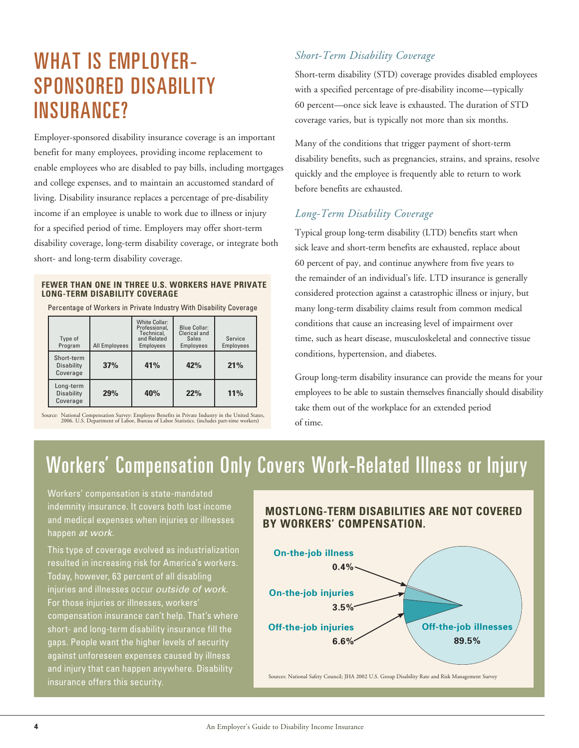# WHAT IS EMPLOYER-SPONSORED DISABILITY INSURANCE?

Employer-sponsored disability insurance coverage is an important benefit for many employees, providing income replacement to enable employees who are disabled to pay bills, including mortgages and college expenses, and to maintain an accustomed standard of living. Disability insurance replaces a percentage of pre-disability income if an employee is unable to work due to illness or injury for a specified period of time. Employers may offer short-term disability coverage, long-term disability coverage, or integrate both short- and long-term disability coverage.

**FEWER THAN ONE IN THREE U.S. WORKERS HAVE PRIVATE LONG-TERM DISABILITY COVERAGE**

Percentage of Workers in Private Industry With Disability Coverage

| Type of Program | All Employees | White Collar: Professional, Technical, and Related Employees | Blue Collar: Clerical and Sales Employees | Service Employees |
|---|---|---|---|---|
| Short-term Disability Coverage | **37%** | **41%** | **42%** | **21%** |
| Long-term Disability Coverage | **29%** | **40%** | **22%** | **11%** |

Source: National Compensation Survey: Employee Benefits in Private Industry in the United States, 2006. U.S. Department of Labor, Bureau of Labor Statistics. (includes part-time workers)

### *Short-Term Disability Coverage*

Short-term disability (STD) coverage provides disabled employees with a specified percentage of pre-disability income—typically 60 percent—once sick leave is exhausted. The duration of STD coverage varies, but is typically not more than six months.

Many of the conditions that trigger payment of short-term disability benefits, such as pregnancies, strains, and sprains, resolve quickly and the employee is frequently able to return to work before benefits are exhausted.

### *Long-Term Disability Coverage*

Typical group long-term disability (LTD) benefits start when sick leave and short-term benefits are exhausted, replace about 60 percent of pay, and continue anywhere from five years to the remainder of an individual's life. LTD insurance is generally considered protection against a catastrophic illness or injury, but many long-term disability claims result from common medical conditions that cause an increasing level of impairment over time, such as heart disease, musculoskeletal and connective tissue conditions, hypertension, and diabetes.

Group long-term disability insurance can provide the means for your employees to be able to sustain themselves financially should disability take them out of the workplace for an extended period of time.

## Workers' Compensation Only Covers Work-Related Illness or Injury

Workers' compensation is state-mandated indemnity insurance. It covers both lost income and medical expenses when injuries or illnesses happen *at work*.

This type of coverage evolved as industrialization resulted in increasing risk for America's workers. Today, however, 63 percent of all disabling injuries and illnesses occur *outside of work*. For those injuries or illnesses, workers' compensation insurance can't help. That's where short- and long-term disability insurance fill the gaps. People want the higher levels of security against unforeseen expenses caused by illness and injury that can happen anywhere. Disability insurance offers this security.

**MOSTLONG-TERM DISABILITIES ARE NOT COVERED BY WORKERS' COMPENSATION.**

- **On-the-job illness** 0.4%
- **On-the-job injuries** 3.5%
- **Off-the-job injuries** 6.6%
- **Off-the-job illnesses** 89.5%

Sources: National Safety Council; JHA 2002 U.S. Group Disability Rate and Risk Management Survey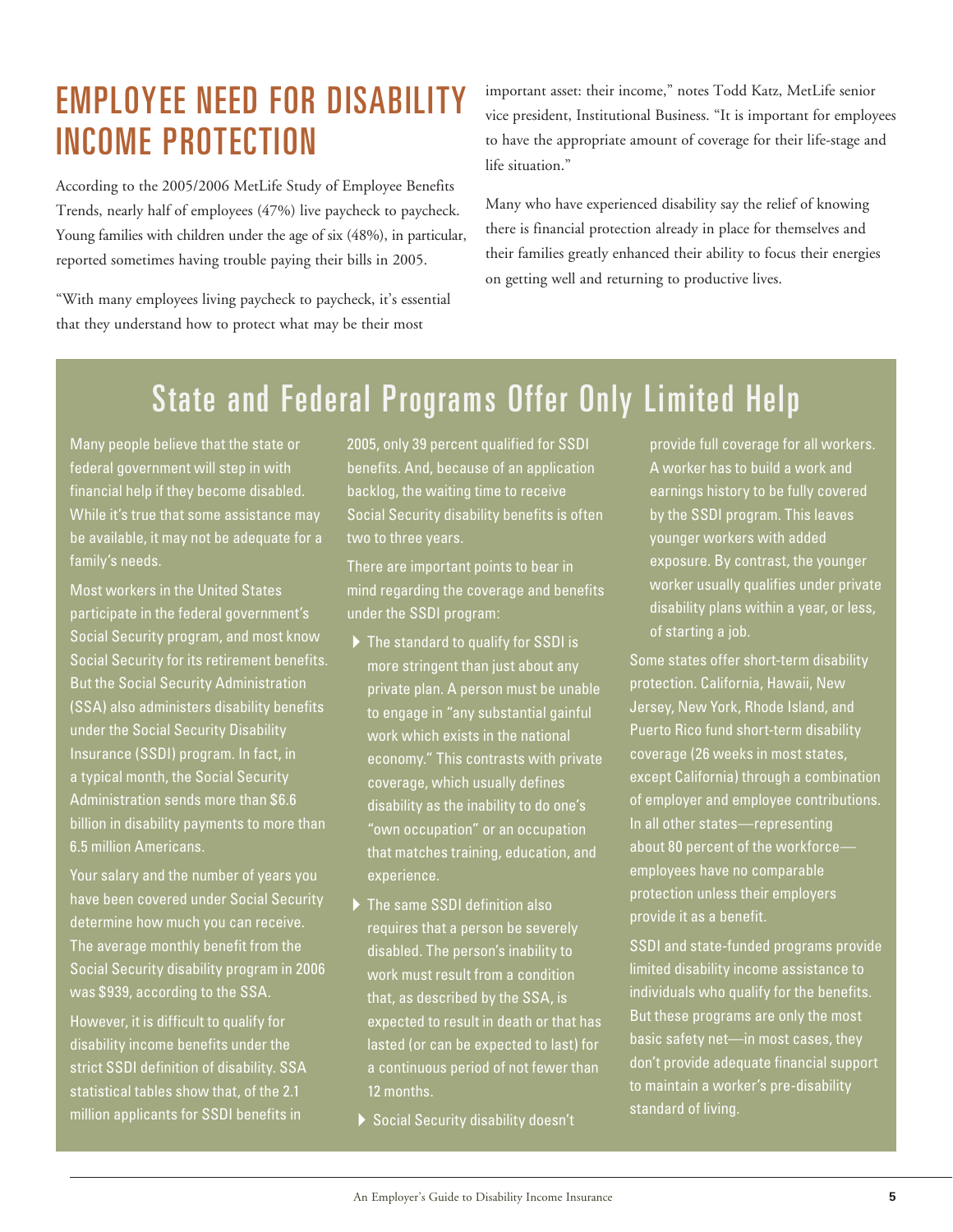# EMPLOYEE NEED FOR DISABILITY INCOME PROTECTION

According to the 2005/2006 MetLife Study of Employee Benefits Trends, nearly half of employees (47%) live paycheck to paycheck. Young families with children under the age of six (48%), in particular, reported sometimes having trouble paying their bills in 2005.

"With many employees living paycheck to paycheck, it's essential that they understand how to protect what may be their most important asset: their income," notes Todd Katz, MetLife senior vice president, Institutional Business. "It is important for employees to have the appropriate amount of coverage for their life-stage and life situation."

Many who have experienced disability say the relief of knowing there is financial protection already in place for themselves and their families greatly enhanced their ability to focus their energies on getting well and returning to productive lives.

## State and Federal Programs Offer Only Limited Help

Many people believe that the state or federal government will step in with financial help if they become disabled. While it's true that some assistance may be available, it may not be adequate for a family's needs.

Most workers in the United States participate in the federal government's Social Security program, and most know Social Security for its retirement benefits. But the Social Security Administration (SSA) also administers disability benefits under the Social Security Disability Insurance (SSDI) program. In fact, in a typical month, the Social Security Administration sends more than $6.6 billion in disability payments to more than 6.5 million Americans.

Your salary and the number of years you have been covered under Social Security determine how much you can receive. The average monthly benefit from the Social Security disability program in 2006 was $939, according to the SSA.

However, it is difficult to qualify for disability income benefits under the strict SSDI definition of disability. SSA statistical tables show that, of the 2.1 million applicants for SSDI benefits in 2005, only 39 percent qualified for SSDI benefits. And, because of an application backlog, the waiting time to receive Social Security disability benefits is often two to three years.

There are important points to bear in mind regarding the coverage and benefits under the SSDI program:

- The standard to qualify for SSDI is more stringent than just about any private plan. A person must be unable to engage in "any substantial gainful work which exists in the national economy." This contrasts with private coverage, which usually defines disability as the inability to do one's "own occupation" or an occupation that matches training, education, and experience.
- The same SSDI definition also requires that a person be severely disabled. The person's inability to work must result from a condition that, as described by the SSA, is expected to result in death or that has lasted (or can be expected to last) for a continuous period of not fewer than 12 months.
- Social Security disability doesn't provide full coverage for all workers. A worker has to build a work and earnings history to be fully covered by the SSDI program. This leaves younger workers with added exposure. By contrast, the younger worker usually qualifies under private disability plans within a year, or less, of starting a job.

Some states offer short-term disability protection. California, Hawaii, New Jersey, New York, Rhode Island, and Puerto Rico fund short-term disability coverage (26 weeks in most states, except California) through a combination of employer and employee contributions. In all other states—representing about 80 percent of the workforce—employees have no comparable protection unless their employers provide it as a benefit.

SSDI and state-funded programs provide limited disability income assistance to individuals who qualify for the benefits. But these programs are only the most basic safety net—in most cases, they don't provide adequate financial support to maintain a worker's pre-disability standard of living.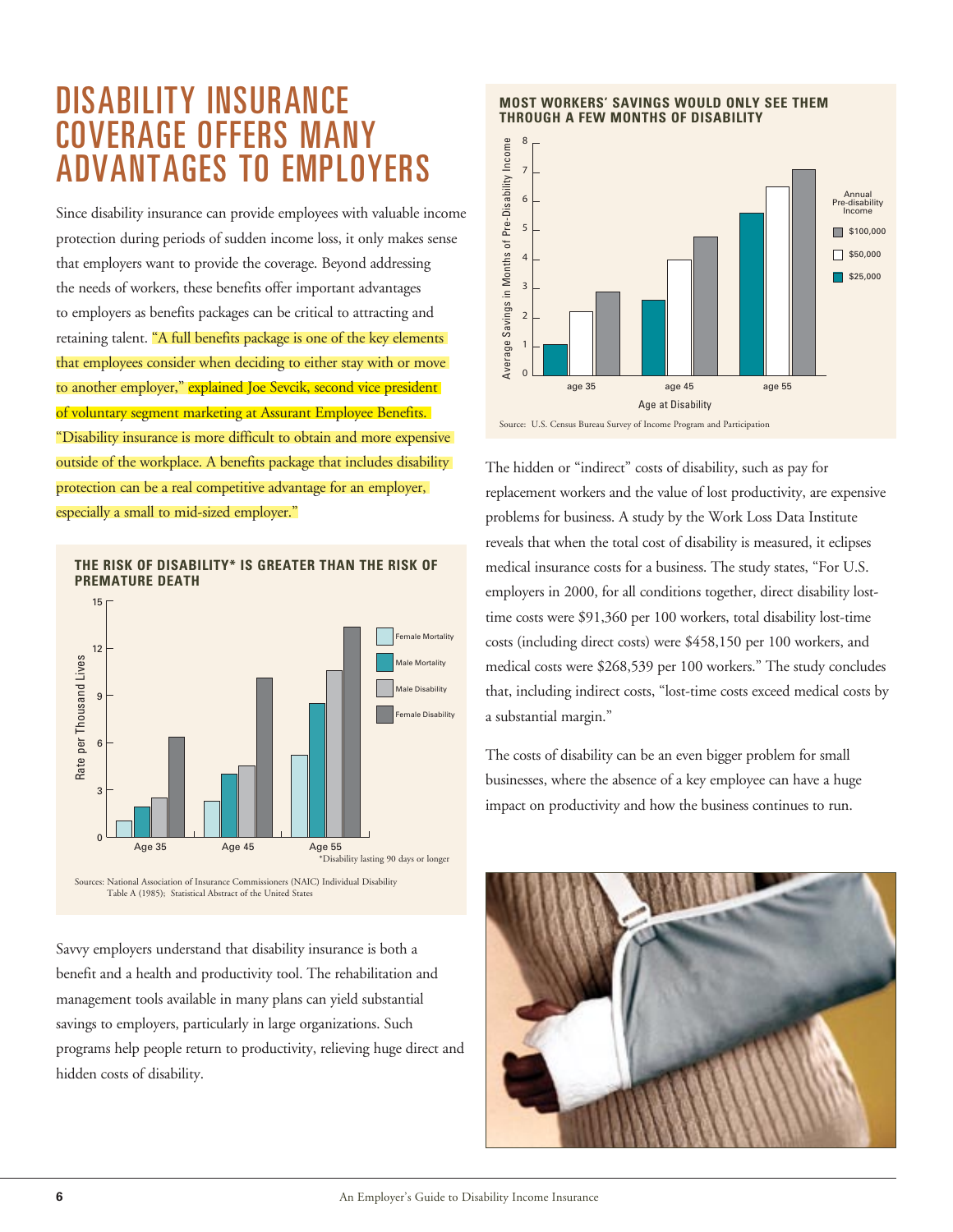# DISABILITY INSURANCE COVERAGE OFFERS MANY ADVANTAGES TO EMPLOYERS

Since disability insurance can provide employees with valuable income protection during periods of sudden income loss, it only makes sense that employers want to provide the coverage. Beyond addressing the needs of workers, these benefits offer important advantages to employers as benefits packages can be critical to attracting and retaining talent. "A full benefits package is one of the key elements that employees consider when deciding to either stay with or move to another employer," explained Joe Sevcik, second vice president of voluntary segment marketing at Assurant Employee Benefits. "Disability insurance is more difficult to obtain and more expensive outside of the workplace. A benefits package that includes disability protection can be a real competitive advantage for an employer, especially a small to mid-sized employer."

**THE RISK OF DISABILITY* IS GREATER THAN THE RISK OF PREMATURE DEATH**

Rate per Thousand Lives

| | Female Mortality | Male Mortality | Male Disability | Female Disability |
|---|---|---|---|---|
| Age 35 | 1.0 | 1.9 | 2.5 | 6.3 |
| Age 45 | 2.3 | 4.0 | 4.5 | 10.1 |
| Age 55 | 5.2 | 8.5 | 10.6 | 13.3 |

*Disability lasting 90 days or longer

Sources: National Association of Insurance Commissioners (NAIC) Individual Disability Table A (1985); Statistical Abstract of the United States

Savvy employers understand that disability insurance is both a benefit and a health and productivity tool. The rehabilitation and management tools available in many plans can yield substantial savings to employers, particularly in large organizations. Such programs help people return to productivity, relieving huge direct and hidden costs of disability.

**MOST WORKERS' SAVINGS WOULD ONLY SEE THEM THROUGH A FEW MONTHS OF DISABILITY**

Average Savings in Months of Pre-Disability Income, by Age at Disability and Annual Pre-disability Income

| Age at Disability | $25,000 | $50,000 | $100,000 |
|---|---|---|---|
| age 35 | 1.1 | 2.2 | 2.9 |
| age 45 | 2.6 | 4.0 | 4.8 |
| age 55 | 5.6 | 6.5 | 7.1 |

Source: U.S. Census Bureau Survey of Income Program and Participation

The hidden or "indirect" costs of disability, such as pay for replacement workers and the value of lost productivity, are expensive problems for business. A study by the Work Loss Data Institute reveals that when the total cost of disability is measured, it eclipses medical insurance costs for a business. The study states, "For U.S. employers in 2000, for all conditions together, direct disability lost-time costs were $91,360 per 100 workers, total disability lost-time costs (including direct costs) were $458,150 per 100 workers, and medical costs were $268,539 per 100 workers." The study concludes that, including indirect costs, "lost-time costs exceed medical costs by a substantial margin."

The costs of disability can be an even bigger problem for small businesses, where the absence of a key employee can have a huge impact on productivity and how the business continues to run.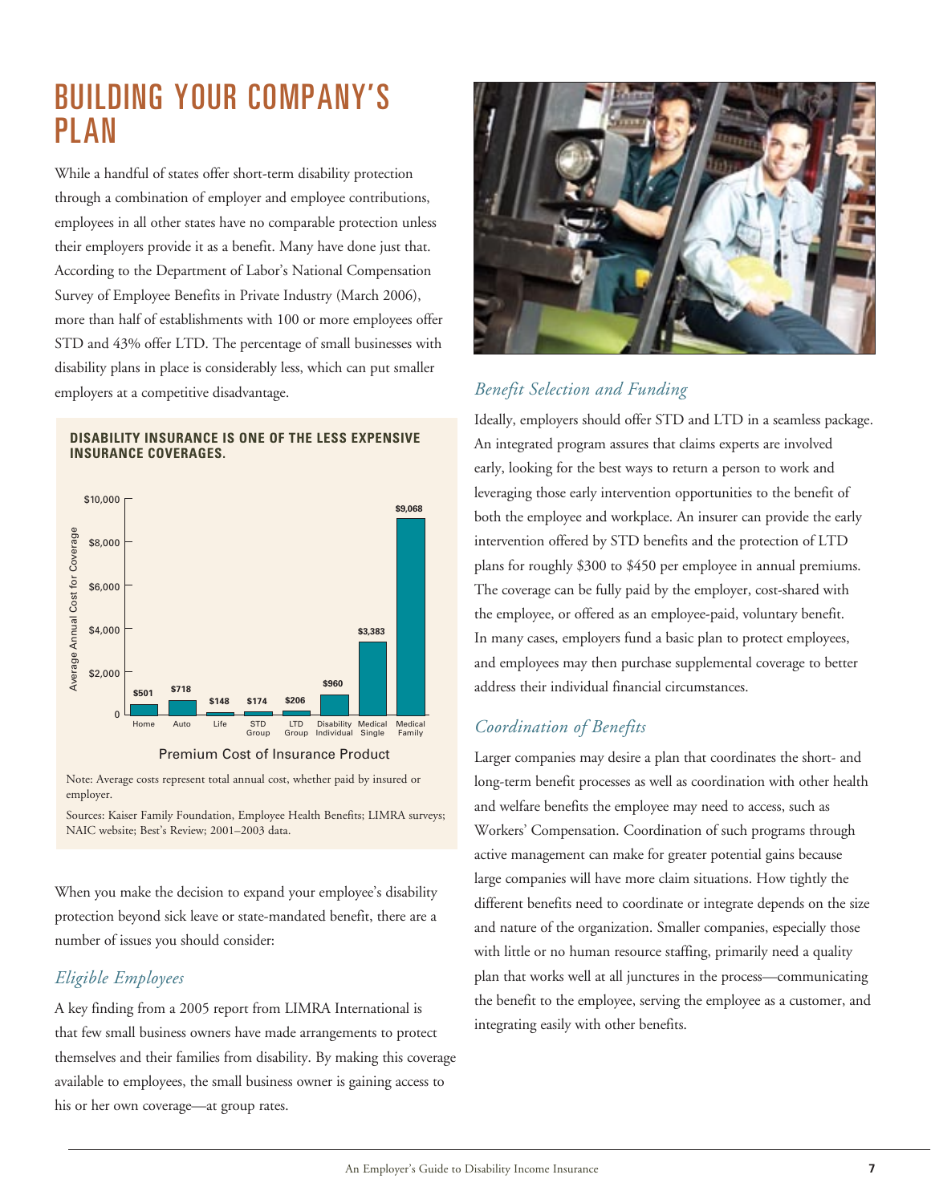# BUILDING YOUR COMPANY'S PLAN

While a handful of states offer short-term disability protection through a combination of employer and employee contributions, employees in all other states have no comparable protection unless their employers provide it as a benefit. Many have done just that. According to the Department of Labor's National Compensation Survey of Employee Benefits in Private Industry (March 2006), more than half of establishments with 100 or more employees offer STD and 43% offer LTD. The percentage of small businesses with disability plans in place is considerably less, which can put smaller employers at a competitive disadvantage.

**DISABILITY INSURANCE IS ONE OF THE LESS EXPENSIVE INSURANCE COVERAGES.**

| Premium Cost of Insurance Product | Average Annual Cost for Coverage |
|---|---|
| Home | $501 |
| Auto | $718 |
| Life | $148 |
| STD Group | $174 |
| LTD Group | $206 |
| Disability Individual | $960 |
| Medical Single | $3,383 |
| Medical Family | $9,068 |

Note: Average costs represent total annual cost, whether paid by insured or employer.

Sources: Kaiser Family Foundation, Employee Health Benefits; LIMRA surveys; NAIC website; Best's Review; 2001–2003 data.

When you make the decision to expand your employee's disability protection beyond sick leave or state-mandated benefit, there are a number of issues you should consider:

## *Eligible Employees*

A key finding from a 2005 report from LIMRA International is that few small business owners have made arrangements to protect themselves and their families from disability. By making this coverage available to employees, the small business owner is gaining access to his or her own coverage—at group rates.

## *Benefit Selection and Funding*

Ideally, employers should offer STD and LTD in a seamless package. An integrated program assures that claims experts are involved early, looking for the best ways to return a person to work and leveraging those early intervention opportunities to the benefit of both the employee and workplace. An insurer can provide the early intervention offered by STD benefits and the protection of LTD plans for roughly $300 to $450 per employee in annual premiums. The coverage can be fully paid by the employer, cost-shared with the employee, or offered as an employee-paid, voluntary benefit. In many cases, employers fund a basic plan to protect employees, and employees may then purchase supplemental coverage to better address their individual financial circumstances.

## *Coordination of Benefits*

Larger companies may desire a plan that coordinates the short- and long-term benefit processes as well as coordination with other health and welfare benefits the employee may need to access, such as Workers' Compensation. Coordination of such programs through active management can make for greater potential gains because large companies will have more claim situations. How tightly the different benefits need to coordinate or integrate depends on the size and nature of the organization. Smaller companies, especially those with little or no human resource staffing, primarily need a quality plan that works well at all junctures in the process—communicating the benefit to the employee, serving the employee as a customer, and integrating easily with other benefits.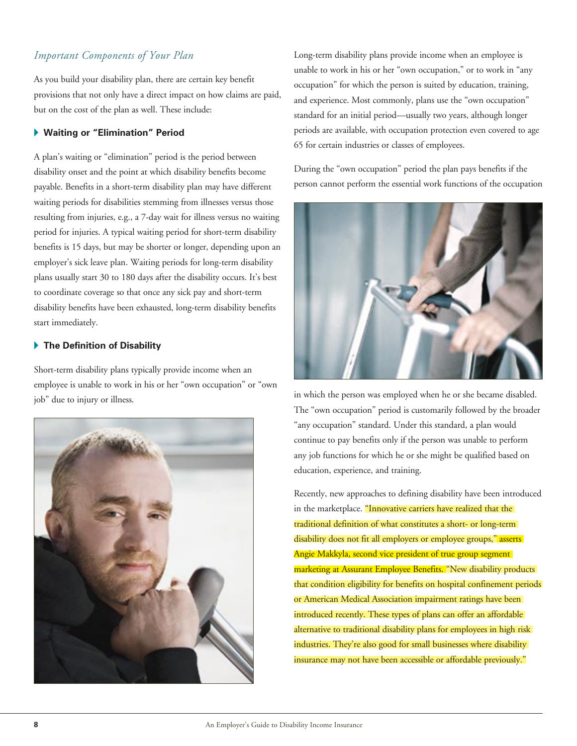## *Important Components of Your Plan*

As you build your disability plan, there are certain key benefit provisions that not only have a direct impact on how claims are paid, but on the cost of the plan as well. These include:

### Waiting or "Elimination" Period

A plan's waiting or "elimination" period is the period between disability onset and the point at which disability benefits become payable. Benefits in a short-term disability plan may have different waiting periods for disabilities stemming from illnesses versus those resulting from injuries, e.g., a 7-day wait for illness versus no waiting period for injuries. A typical waiting period for short-term disability benefits is 15 days, but may be shorter or longer, depending upon an employer's sick leave plan. Waiting periods for long-term disability plans usually start 30 to 180 days after the disability occurs. It's best to coordinate coverage so that once any sick pay and short-term disability benefits have been exhausted, long-term disability benefits start immediately.

### The Definition of Disability

Short-term disability plans typically provide income when an employee is unable to work in his or her "own occupation" or "own job" due to injury or illness.

Long-term disability plans provide income when an employee is unable to work in his or her "own occupation," or to work in "any occupation" for which the person is suited by education, training, and experience. Most commonly, plans use the "own occupation" standard for an initial period—usually two years, although longer periods are available, with occupation protection even covered to age 65 for certain industries or classes of employees.

During the "own occupation" period the plan pays benefits if the person cannot perform the essential work functions of the occupation in which the person was employed when he or she became disabled. The "own occupation" period is customarily followed by the broader "any occupation" standard. Under this standard, a plan would continue to pay benefits only if the person was unable to perform any job functions for which he or she might be qualified based on education, experience, and training.

Recently, new approaches to defining disability have been introduced in the marketplace. "Innovative carriers have realized that the traditional definition of what constitutes a short- or long-term disability does not fit all employers or employee groups," asserts Angie Makkyla, second vice president of true group segment marketing at Assurant Employee Benefits. "New disability products that condition eligibility for benefits on hospital confinement periods or American Medical Association impairment ratings have been introduced recently. These types of plans can offer an affordable alternative to traditional disability plans for employees in high risk industries. They're also good for small businesses where disability insurance may not have been accessible or affordable previously."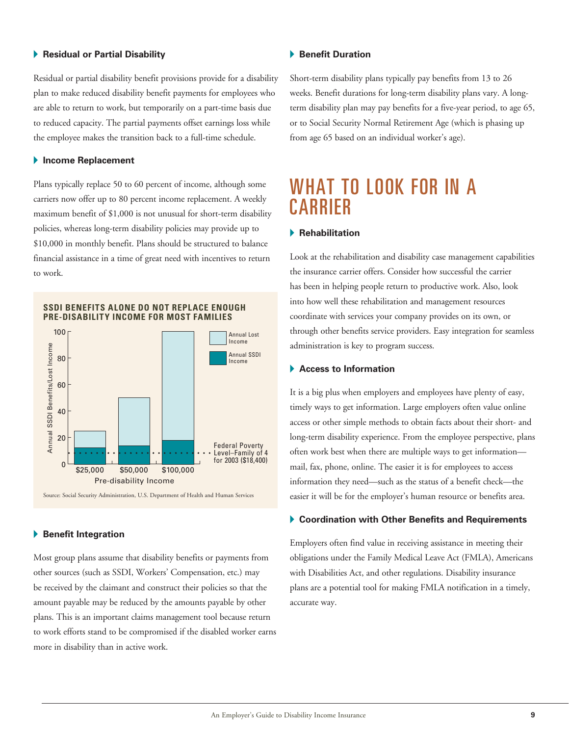### Residual or Partial Disability

Residual or partial disability benefit provisions provide for a disability plan to make reduced disability benefit payments for employees who are able to return to work, but temporarily on a part-time basis due to reduced capacity. The partial payments offset earnings loss while the employee makes the transition back to a full-time schedule.

### Income Replacement

Plans typically replace 50 to 60 percent of income, although some carriers now offer up to 80 percent income replacement. A weekly maximum benefit of $1,000 is not unusual for short-term disability policies, whereas long-term disability policies may provide up to $10,000 in monthly benefit. Plans should be structured to balance financial assistance in a time of great need with incentives to return to work.

**SSDI BENEFITS ALONE DO NOT REPLACE ENOUGH PRE-DISABILITY INCOME FOR MOST FAMILIES**

Annual SSDI Benefits/Lost Income (0–100) by Pre-disability Income ($25,000; $50,000; $100,000). Legend: Annual Lost Income; Annual SSDI Income. Federal Poverty Level–Family of 4 for 2003 ($18,400)

Source: Social Security Administration, U.S. Department of Health and Human Services

### Benefit Integration

Most group plans assume that disability benefits or payments from other sources (such as SSDI, Workers' Compensation, etc.) may be received by the claimant and construct their policies so that the amount payable may be reduced by the amounts payable by other plans. This is an important claims management tool because return to work efforts stand to be compromised if the disabled worker earns more in disability than in active work.

### Benefit Duration

Short-term disability plans typically pay benefits from 13 to 26 weeks. Benefit durations for long-term disability plans vary. A long-term disability plan may pay benefits for a five-year period, to age 65, or to Social Security Normal Retirement Age (which is phasing up from age 65 based on an individual worker's age).

## WHAT TO LOOK FOR IN A CARRIER

### Rehabilitation

Look at the rehabilitation and disability case management capabilities the insurance carrier offers. Consider how successful the carrier has been in helping people return to productive work. Also, look into how well these rehabilitation and management resources coordinate with services your company provides on its own, or through other benefits service providers. Easy integration for seamless administration is key to program success.

### Access to Information

It is a big plus when employers and employees have plenty of easy, timely ways to get information. Large employers often value online access or other simple methods to obtain facts about their short- and long-term disability experience. From the employee perspective, plans often work best when there are multiple ways to get information—mail, fax, phone, online. The easier it is for employees to access information they need—such as the status of a benefit check—the easier it will be for the employer's human resource or benefits area.

### Coordination with Other Benefits and Requirements

Employers often find value in receiving assistance in meeting their obligations under the Family Medical Leave Act (FMLA), Americans with Disabilities Act, and other regulations. Disability insurance plans are a potential tool for making FMLA notification in a timely, accurate way.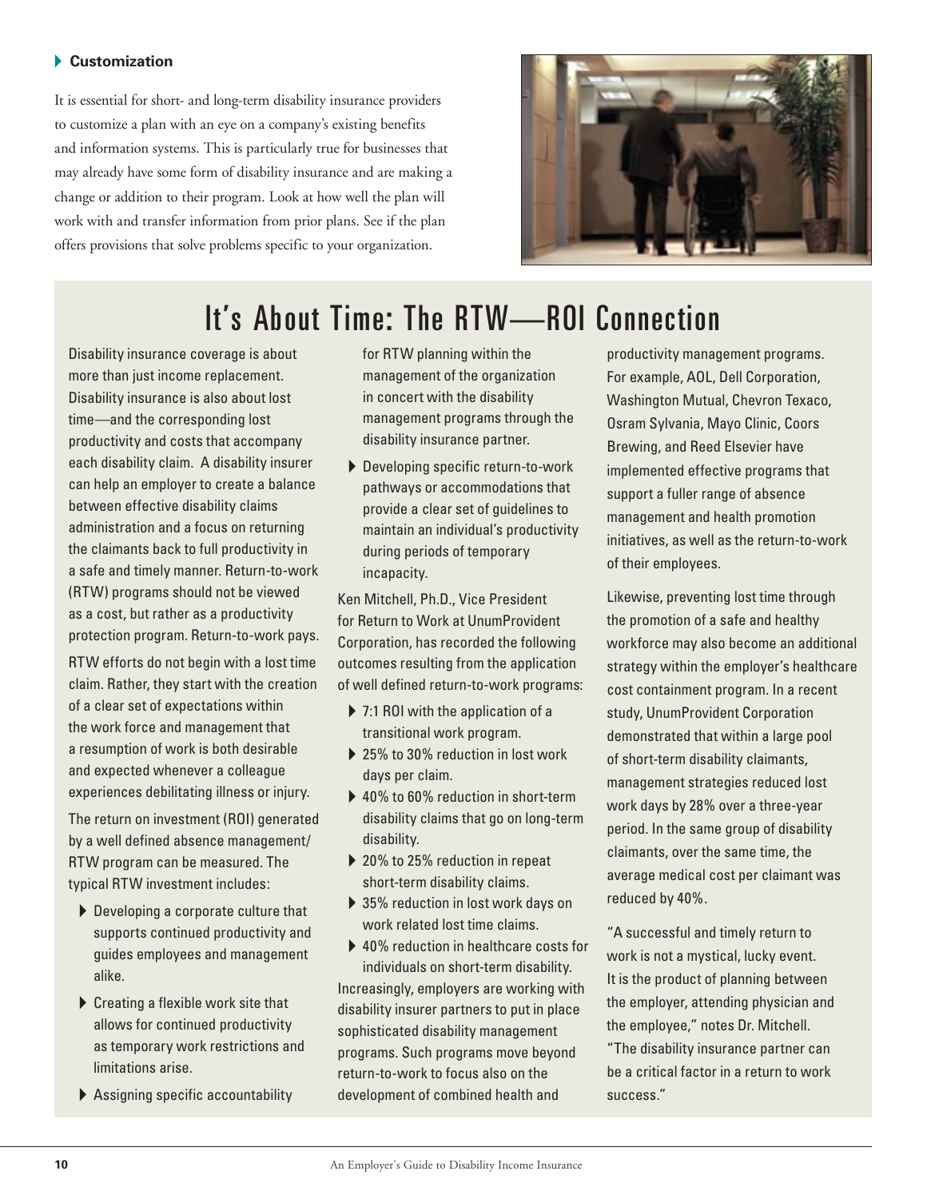### Customization

It is essential for short- and long-term disability insurance providers to customize a plan with an eye on a company's existing benefits and information systems. This is particularly true for businesses that may already have some form of disability insurance and are making a change or addition to their program. Look at how well the plan will work with and transfer information from prior plans. See if the plan offers provisions that solve problems specific to your organization.

## It's About Time: The RTW—ROI Connection

Disability insurance coverage is about more than just income replacement. Disability insurance is also about lost time—and the corresponding lost productivity and costs that accompany each disability claim. A disability insurer can help an employer to create a balance between effective disability claims administration and a focus on returning the claimants back to full productivity in a safe and timely manner. Return-to-work (RTW) programs should not be viewed as a cost, but rather as a productivity protection program. Return-to-work pays.

RTW efforts do not begin with a lost time claim. Rather, they start with the creation of a clear set of expectations within the work force and management that a resumption of work is both desirable and expected whenever a colleague experiences debilitating illness or injury.

The return on investment (ROI) generated by a well defined absence management/RTW program can be measured. The typical RTW investment includes:

- Developing a corporate culture that supports continued productivity and guides employees and management alike.
- Creating a flexible work site that allows for continued productivity as temporary work restrictions and limitations arise.
- Assigning specific accountability for RTW planning within the management of the organization in concert with the disability management programs through the disability insurance partner.
- Developing specific return-to-work pathways or accommodations that provide a clear set of guidelines to maintain an individual's productivity during periods of temporary incapacity.

Ken Mitchell, Ph.D., Vice President for Return to Work at UnumProvident Corporation, has recorded the following outcomes resulting from the application of well defined return-to-work programs:

- 7:1 ROI with the application of a transitional work program.
- 25% to 30% reduction in lost work days per claim.
- 40% to 60% reduction in short-term disability claims that go on long-term disability.
- 20% to 25% reduction in repeat short-term disability claims.
- 35% reduction in lost work days on work related lost time claims.
- 40% reduction in healthcare costs for individuals on short-term disability.

Increasingly, employers are working with disability insurer partners to put in place sophisticated disability management programs. Such programs move beyond return-to-work to focus also on the development of combined health and productivity management programs. For example, AOL, Dell Corporation, Washington Mutual, Chevron Texaco, Osram Sylvania, Mayo Clinic, Coors Brewing, and Reed Elsevier have implemented effective programs that support a fuller range of absence management and health promotion initiatives, as well as the return-to-work of their employees.

Likewise, preventing lost time through the promotion of a safe and healthy workforce may also become an additional strategy within the employer's healthcare cost containment program. In a recent study, UnumProvident Corporation demonstrated that within a large pool of short-term disability claimants, management strategies reduced lost work days by 28% over a three-year period. In the same group of disability claimants, over the same time, the average medical cost per claimant was reduced by 40%.

"A successful and timely return to work is not a mystical, lucky event. It is the product of planning between the employer, attending physician and the employee," notes Dr. Mitchell. "The disability insurance partner can be a critical factor in a return to work success."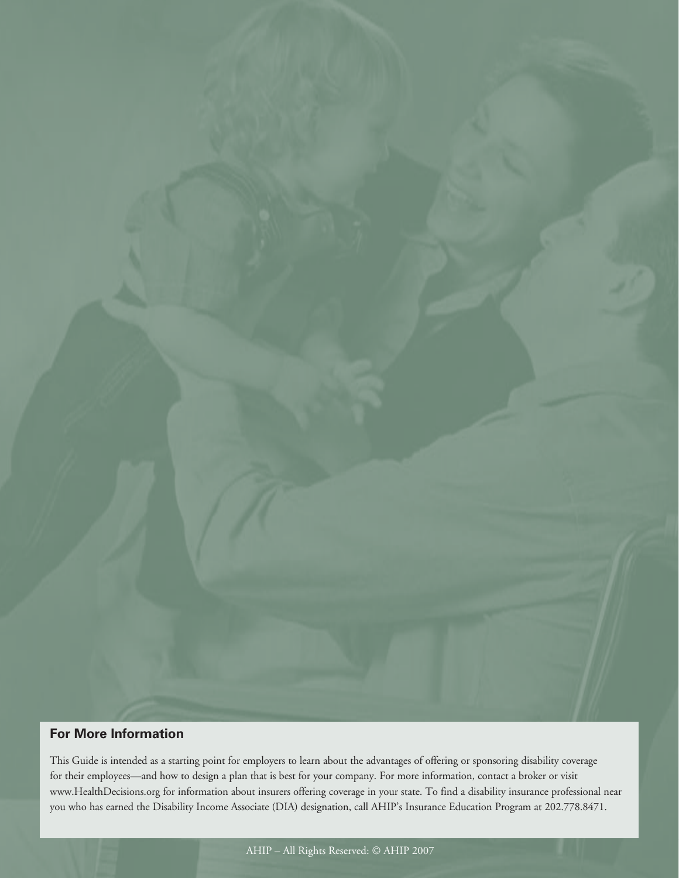## For More Information

This Guide is intended as a starting point for employers to learn about the advantages of offering or sponsoring disability coverage for their employees—and how to design a plan that is best for your company. For more information, contact a broker or visit www.HealthDecisions.org for information about insurers offering coverage in your state. To find a disability insurance professional near you who has earned the Disability Income Associate (DIA) designation, call AHIP's Insurance Education Program at 202.778.8471.

AHIP – All Rights Reserved: © AHIP 2007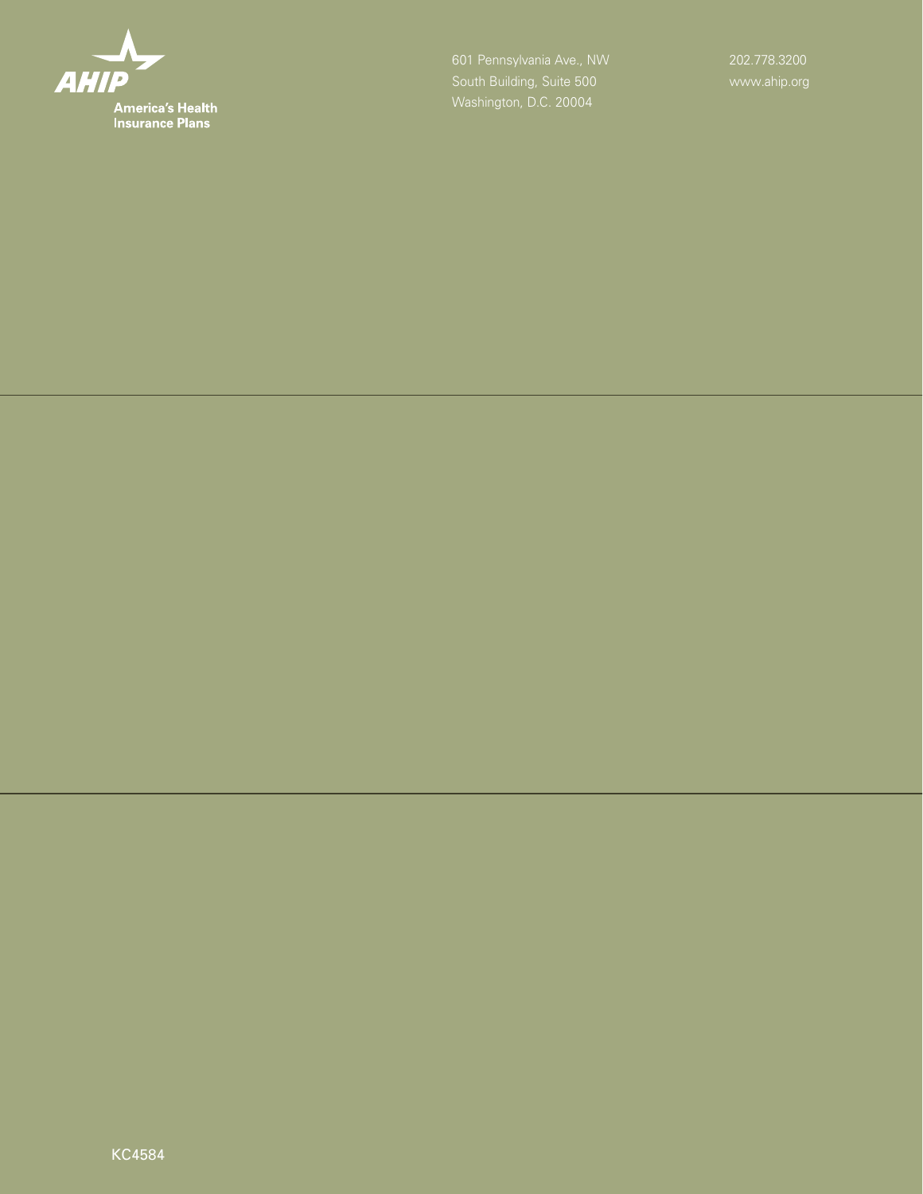AHIP

America's Health Insurance Plans

601 Pennsylvania Ave., NW
South Building, Suite 500
Washington, D.C. 20004

202.778.3200
www.ahip.org

KC4584